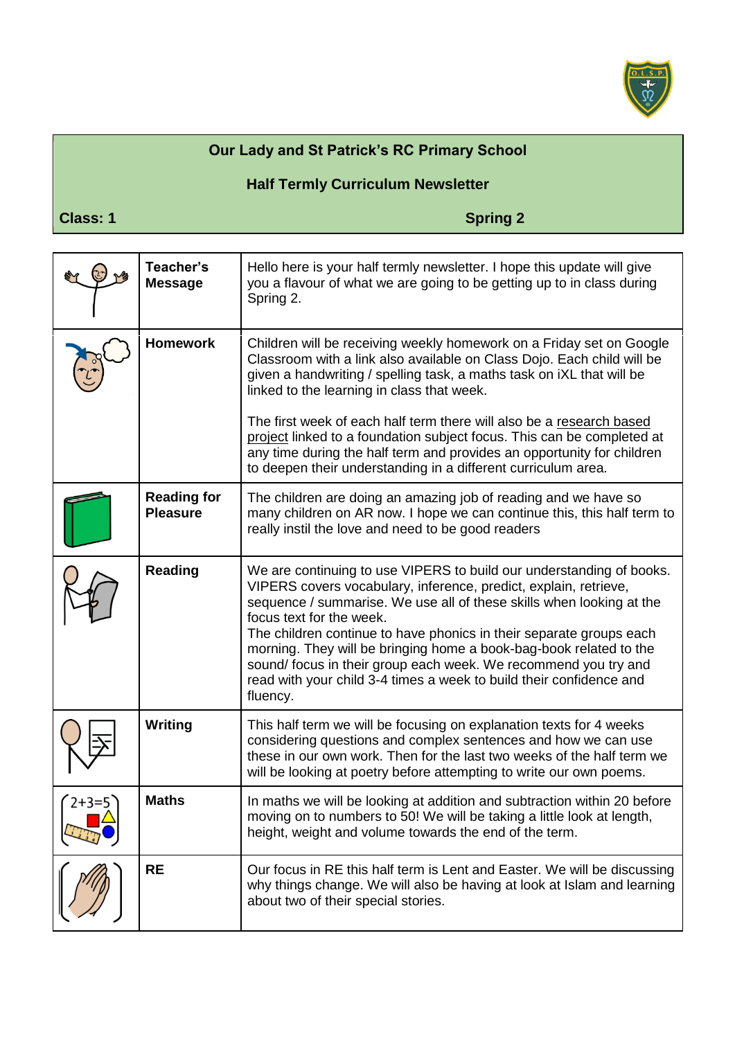# Our Lady and St Patrick's RC Primary School

## Half Termly Curriculum Newsletter

**Class: 1** **Spring 2**

| | | |
|---|---|---|
| | **Teacher's Message** | Hello here is your half termly newsletter. I hope this update will give you a flavour of what we are going to be getting up to in class during Spring 2. |
| | **Homework** | Children will be receiving weekly homework on a Friday set on Google Classroom with a link also available on Class Dojo. Each child will be given a handwriting / spelling task, a maths task on iXL that will be linked to the learning in class that week.<br><br>The first week of each half term there will also be a research based project linked to a foundation subject focus. This can be completed at any time during the half term and provides an opportunity for children to deepen their understanding in a different curriculum area. |
| | **Reading for Pleasure** | The children are doing an amazing job of reading and we have so many children on AR now. I hope we can continue this, this half term to really instil the love and need to be good readers |
| | **Reading** | We are continuing to use VIPERS to build our understanding of books. VIPERS covers vocabulary, inference, predict, explain, retrieve, sequence / summarise. We use all of these skills when looking at the focus text for the week.<br>The children continue to have phonics in their separate groups each morning. They will be bringing home a book-bag-book related to the sound/ focus in their group each week. We recommend you try and read with your child 3-4 times a week to build their confidence and fluency. |
| | **Writing** | This half term we will be focusing on explanation texts for 4 weeks considering questions and complex sentences and how we can use these in our own work. Then for the last two weeks of the half term we will be looking at poetry before attempting to write our own poems. |
| | **Maths** | In maths we will be looking at addition and subtraction within 20 before moving on to numbers to 50! We will be taking a little look at length, height, weight and volume towards the end of the term. |
| | **RE** | Our focus in RE this half term is Lent and Easter. We will be discussing why things change. We will also be having at look at Islam and learning about two of their special stories. |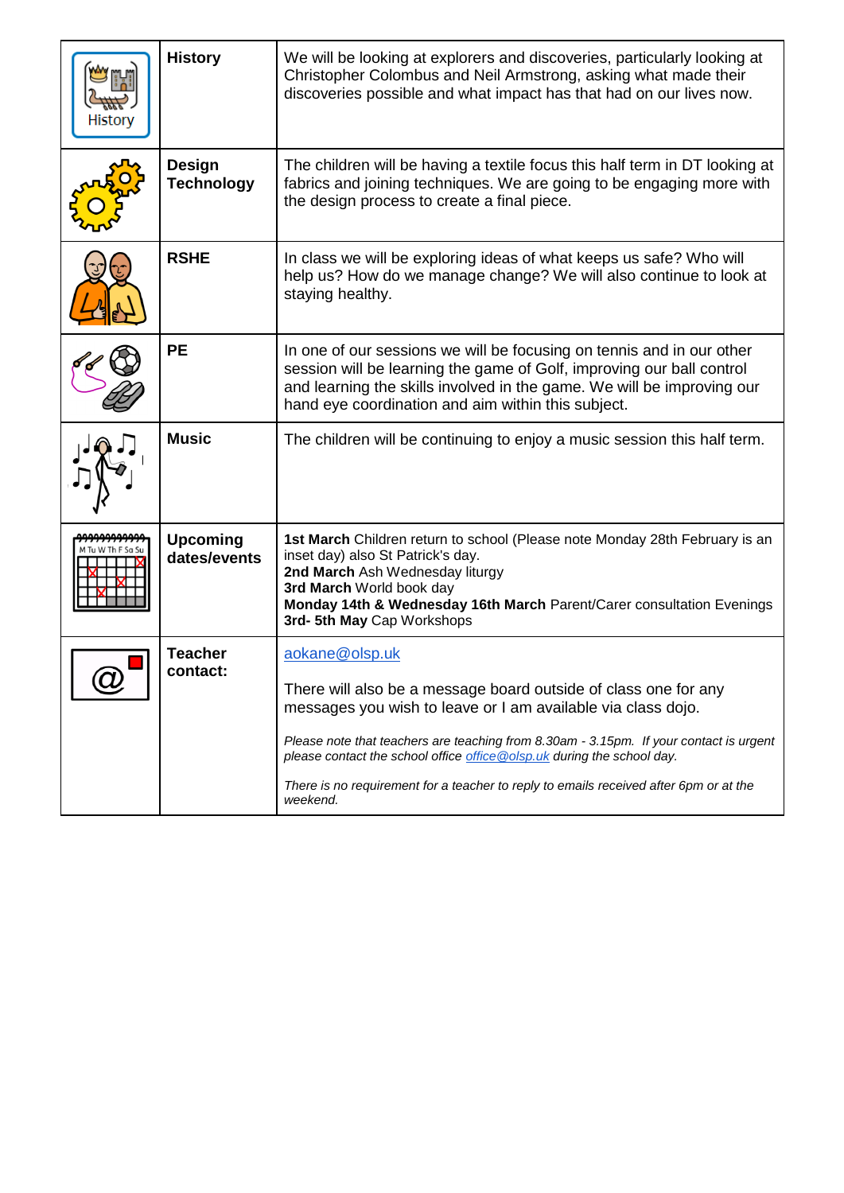| | | |
|---|---|---|
| History | **History** | We will be looking at explorers and discoveries, particularly looking at Christopher Columbus and Neil Armstrong, asking what made their discoveries possible and what impact has that had on our lives now. |
| | **Design Technology** | The children will be having a textile focus this half term in DT looking at fabrics and joining techniques. We are going to be engaging more with the design process to create a final piece. |
| | **RSHE** | In class we will be exploring ideas of what keeps us safe? Who will help us? How do we manage change? We will also continue to look at staying healthy. |
| | **PE** | In one of our sessions we will be focusing on tennis and in our other session will be learning the game of Golf, improving our ball control and learning the skills involved in the game. We will be improving our hand eye coordination and aim within this subject. |
| | **Music** | The children will be continuing to enjoy a music session this half term. |
| M Tu W Th F Sa Su | **Upcoming dates/events** | **1st March** Children return to school (Please note Monday 28th February is an inset day) also St Patrick's day.<br>**2nd March** Ash Wednesday liturgy<br>**3rd March** World book day<br>**Monday 14th & Wednesday 16th March** Parent/Carer consultation Evenings<br>**3rd- 5th May** Cap Workshops |
| @ | **Teacher contact:** | aokane@olsp.uk<br><br>There will also be a message board outside of class one for any messages you wish to leave or I am available via class dojo.<br><br>*Please note that teachers are teaching from 8.30am - 3.15pm. If your contact is urgent please contact the school office office@olsp.uk during the school day.*<br><br>*There is no requirement for a teacher to reply to emails received after 6pm or at the weekend.* |